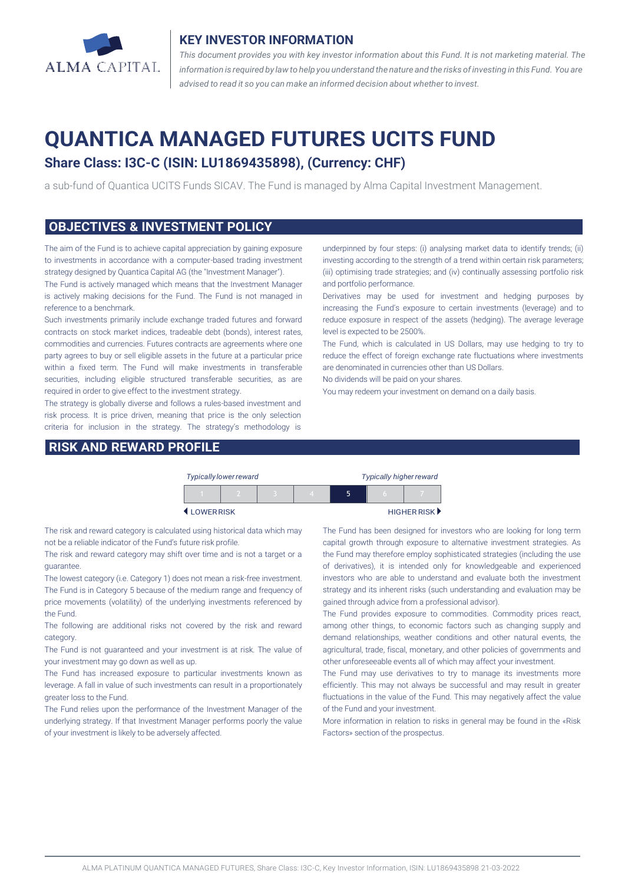## KEY INVESTOR INFORMATION

*This document provides you with key investor information about this Fund. It is not marketing material. The information is required by law to help you understand the nature and the risks of investing in this Fund. You are advised to read it so you can make an informed decision about whether to invest.*

# QUANTICA MANAGED FUTURES UCITS FUND

### Share Class: I3C-C (ISIN: LU1869435898), (Currency: CHF)

a sub-fund of Quantica UCITS Funds SICAV. The Fund is managed by Alma Capital Investment Management.

## OBJECTIVES & INVESTMENT POLICY

The aim of the Fund is to achieve capital appreciation by gaining exposure to investments in accordance with a computer-based trading investment strategy designed by Quantica Capital AG (the "Investment Manager").

The Fund is actively managed which means that the Investment Manager is actively making decisions for the Fund. The Fund is not managed in reference to a benchmark.

Such investments primarily include exchange traded futures and forward contracts on stock market indices, tradeable debt (bonds), interest rates, commodities and currencies. Futures contracts are agreements where one party agrees to buy or sell eligible assets in the future at a particular price within a fixed term. The Fund will make investments in transferable securities, including eligible structured transferable securities, as are required in order to give effect to the investment strategy.

The strategy is globally diverse and follows a rules-based investment and risk process. It is price driven, meaning that price is the only selection criteria for inclusion in the strategy. The strategy's methodology is underpinned by four steps: (i) analysing market data to identify trends; (ii) investing according to the strength of a trend within certain risk parameters; (iii) optimising trade strategies; and (iv) continually assessing portfolio risk and portfolio performance.

Derivatives may be used for investment and hedging purposes by increasing the Fund's exposure to certain investments (leverage) and to reduce exposure in respect of the assets (hedging). The average leverage level is expected to be 2500%.

The Fund, which is calculated in US Dollars, may use hedging to try to reduce the effect of foreign exchange rate fluctuations where investments are denominated in currencies other than US Dollars.

No dividends will be paid on your shares.

You may redeem your investment on demand on a daily basis.

## RISK AND REWARD PROFILE

*Typically lower reward* — *Typically higher reward*

| 1 | 2 | 3 | 4 | **5** | 6 | 7 |
|---|---|---|---|---|---|---|

◀ LOWER RISK — HIGHER RISK ▶

The risk and reward category is calculated using historical data which may not be a reliable indicator of the Fund's future risk profile.

The risk and reward category may shift over time and is not a target or a guarantee.

The lowest category (i.e. Category 1) does not mean a risk-free investment.

The Fund is in Category 5 because of the medium range and frequency of price movements (volatility) of the underlying investments referenced by the Fund.

The following are additional risks not covered by the risk and reward category.

The Fund is not guaranteed and your investment is at risk. The value of your investment may go down as well as up.

The Fund has increased exposure to particular investments known as leverage. A fall in value of such investments can result in a proportionately greater loss to the Fund.

The Fund relies upon the performance of the Investment Manager of the underlying strategy. If that Investment Manager performs poorly the value of your investment is likely to be adversely affected.

The Fund has been designed for investors who are looking for long term capital growth through exposure to alternative investment strategies. As the Fund may therefore employ sophisticated strategies (including the use of derivatives), it is intended only for knowledgeable and experienced investors who are able to understand and evaluate both the investment strategy and its inherent risks (such understanding and evaluation may be gained through advice from a professional advisor).

The Fund provides exposure to commodities. Commodity prices react, among other things, to economic factors such as changing supply and demand relationships, weather conditions and other natural events, the agricultural, trade, fiscal, monetary, and other policies of governments and other unforeseeable events all of which may affect your investment.

The Fund may use derivatives to try to manage its investments more efficiently. This may not always be successful and may result in greater fluctuations in the value of the Fund. This may negatively affect the value of the Fund and your investment.

More information in relation to risks in general may be found in the «Risk Factors» section of the prospectus.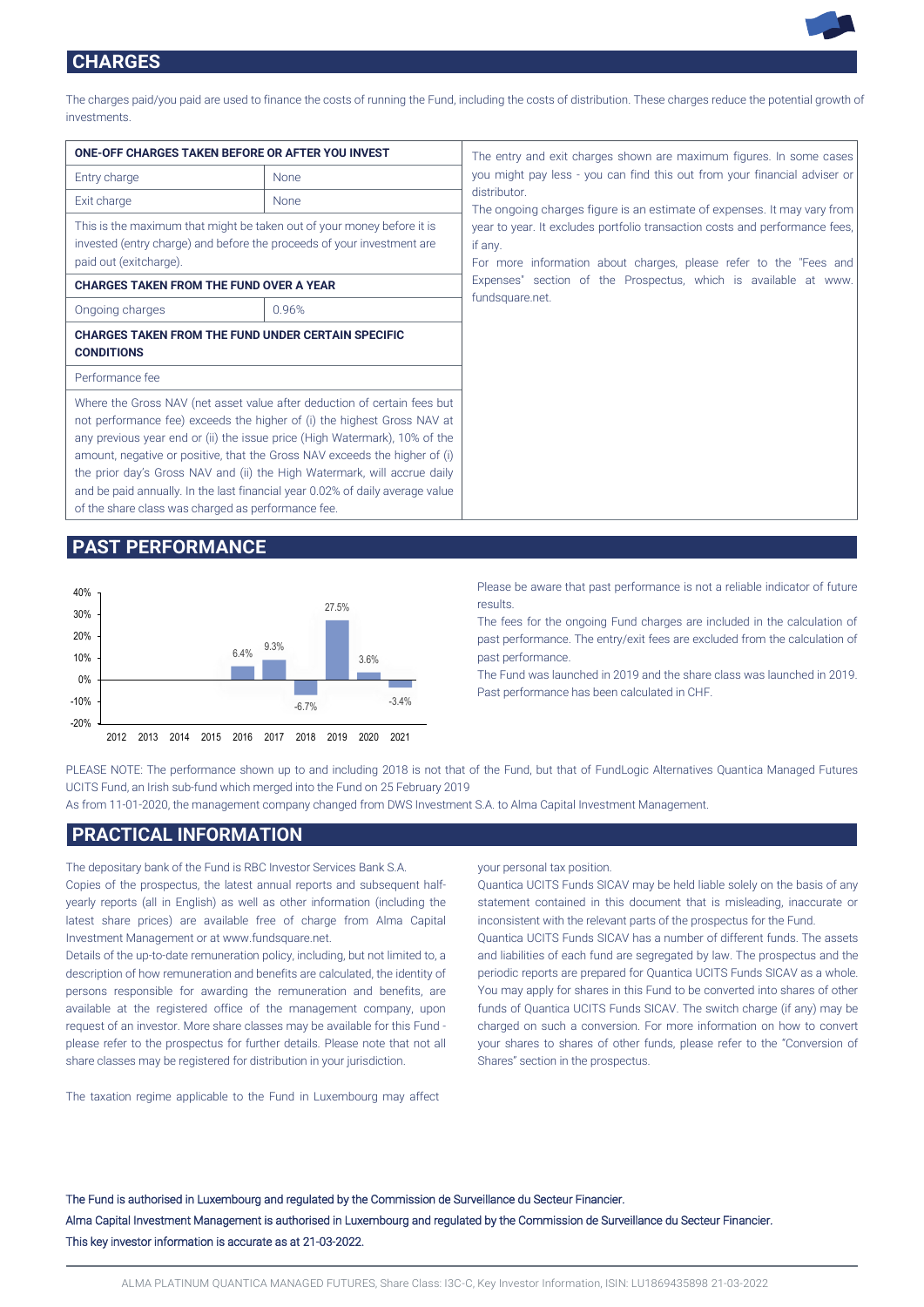## CHARGES

The charges paid/you paid are used to finance the costs of running the Fund, including the costs of distribution. These charges reduce the potential growth of investments.

| ONE-OFF CHARGES TAKEN BEFORE OR AFTER YOU INVEST | |
|---|---|
| Entry charge | None |
| Exit charge | None |
| This is the maximum that might be taken out of your money before it is invested (entry charge) and before the proceeds of your investment are paid out (exitcharge). | |
| **CHARGES TAKEN FROM THE FUND OVER A YEAR** | |
| Ongoing charges | 0.96% |
| **CHARGES TAKEN FROM THE FUND UNDER CERTAIN SPECIFIC CONDITIONS** | |
| Performance fee | |
| Where the Gross NAV (net asset value after deduction of certain fees but not performance fee) exceeds the higher of (i) the highest Gross NAV at any previous year end or (ii) the issue price (High Watermark), 10% of the amount, negative or positive, that the Gross NAV exceeds the higher of (i) the prior day's Gross NAV and (ii) the High Watermark, will accrue daily and be paid annually. In the last financial year 0.02% of daily average value of the share class was charged as performance fee. | |

The entry and exit charges shown are maximum figures. In some cases you might pay less - you can find this out from your financial adviser or distributor.

The ongoing charges figure is an estimate of expenses. It may vary from year to year. It excludes portfolio transaction costs and performance fees, if any.

For more information about charges, please refer to the "Fees and Expenses" section of the Prospectus, which is available at www.fundsquare.net.

## PAST PERFORMANCE

40%
30%
20%
10%
0%
-10%
-20%

2012 2013 2014 2015 2016 2017 2018 2019 2020 2021

6.4% 9.3% -6.7% 27.5% 3.6% -3.4%

Please be aware that past performance is not a reliable indicator of future results.

The fees for the ongoing Fund charges are included in the calculation of past performance. The entry/exit fees are excluded from the calculation of past performance.

The Fund was launched in 2019 and the share class was launched in 2019. Past performance has been calculated in CHF.

PLEASE NOTE: The performance shown up to and including 2018 is not that of the Fund, but that of FundLogic Alternatives Quantica Managed Futures UCITS Fund, an Irish sub-fund which merged into the Fund on 25 February 2019

As from 11-01-2020, the management company changed from DWS Investment S.A. to Alma Capital Investment Management.

## PRACTICAL INFORMATION

The depositary bank of the Fund is RBC Investor Services Bank S.A.

Copies of the prospectus, the latest annual reports and subsequent half-yearly reports (all in English) as well as other information (including the latest share prices) are available free of charge from Alma Capital Investment Management or at www.fundsquare.net.

Details of the up-to-date remuneration policy, including, but not limited to, a description of how remuneration and benefits are calculated, the identity of persons responsible for awarding the remuneration and benefits, are available at the registered office of the management company, upon request of an investor. More share classes may be available for this Fund - please refer to the prospectus for further details. Please note that not all share classes may be registered for distribution in your jurisdiction.

The taxation regime applicable to the Fund in Luxembourg may affect your personal tax position.

Quantica UCITS Funds SICAV may be held liable solely on the basis of any statement contained in this document that is misleading, inaccurate or inconsistent with the relevant parts of the prospectus for the Fund.

Quantica UCITS Funds SICAV has a number of different funds. The assets and liabilities of each fund are segregated by law. The prospectus and the periodic reports are prepared for Quantica UCITS Funds SICAV as a whole. You may apply for shares in this Fund to be converted into shares of other funds of Quantica UCITS Funds SICAV. The switch charge (if any) may be charged on such a conversion. For more information on how to convert your shares to shares of other funds, please refer to the "Conversion of Shares" section in the prospectus.

The Fund is authorised in Luxembourg and regulated by the Commission de Surveillance du Secteur Financier.

Alma Capital Investment Management is authorised in Luxembourg and regulated by the Commission de Surveillance du Secteur Financier.

This key investor information is accurate as at 21-03-2022.